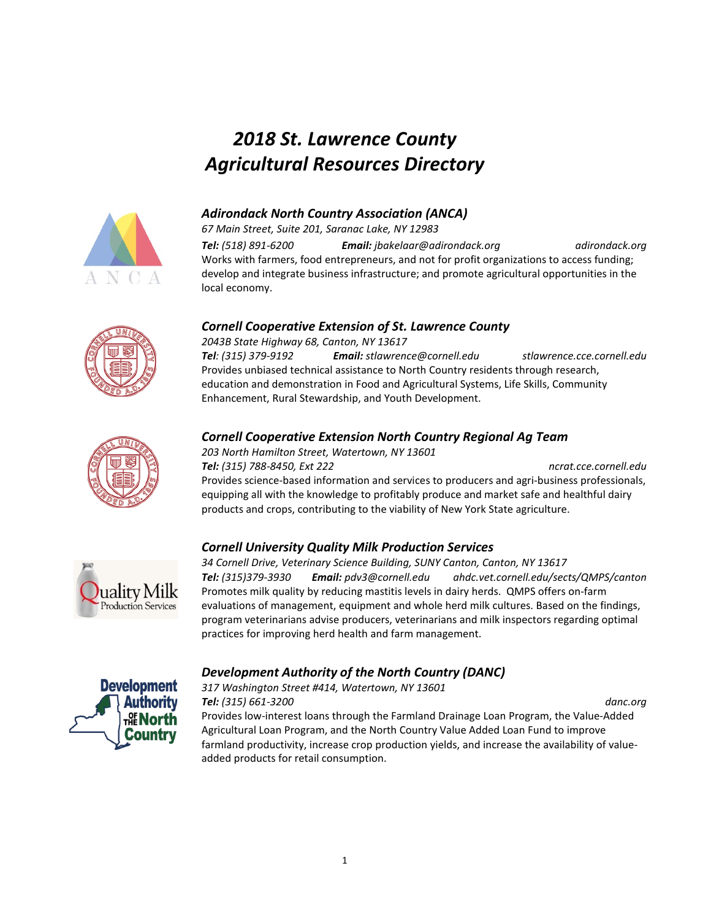# *2018 St. Lawrence County Agricultural Resources Directory*

### *Adirondack North Country Association (ANCA)*

*67 Main Street, Suite 201, Saranac Lake, NY 12983*

***Tel:*** *(518) 891-6200* ***Email:*** *jbakelaar@adirondack.org* *adirondack.org*

Works with farmers, food entrepreneurs, and not for profit organizations to access funding; develop and integrate business infrastructure; and promote agricultural opportunities in the local economy.

### *Cornell Cooperative Extension of St. Lawrence County*

*2043B State Highway 68, Canton, NY 13617*

***Tel****: (315) 379-9192* ***Email:*** *stlawrence@cornell.edu* *stlawrence.cce.cornell.edu*

Provides unbiased technical assistance to North Country residents through research, education and demonstration in Food and Agricultural Systems, Life Skills, Community Enhancement, Rural Stewardship, and Youth Development.

### *Cornell Cooperative Extension North Country Regional Ag Team*

*203 North Hamilton Street, Watertown, NY 13601*

***Tel:*** *(315) 788-8450, Ext 222* *ncrat.cce.cornell.edu*

Provides science-based information and services to producers and agri-business professionals, equipping all with the knowledge to profitably produce and market safe and healthful dairy products and crops, contributing to the viability of New York State agriculture.

### *Cornell University Quality Milk Production Services*

*34 Cornell Drive, Veterinary Science Building, SUNY Canton, Canton, NY 13617*

***Tel:*** *(315)379-3930* ***Email:*** *pdv3@cornell.edu* *ahdc.vet.cornell.edu/sects/QMPS/canton*

Promotes milk quality by reducing mastitis levels in dairy herds. QMPS offers on-farm evaluations of management, equipment and whole herd milk cultures. Based on the findings, program veterinarians advise producers, veterinarians and milk inspectors regarding optimal practices for improving herd health and farm management.

### *Development Authority of the North Country (DANC)*

*317 Washington Street #414, Watertown, NY 13601*

***Tel:*** *(315) 661-3200* *danc.org*

Provides low-interest loans through the Farmland Drainage Loan Program, the Value-Added Agricultural Loan Program, and the North Country Value Added Loan Fund to improve farmland productivity, increase crop production yields, and increase the availability of value-added products for retail consumption.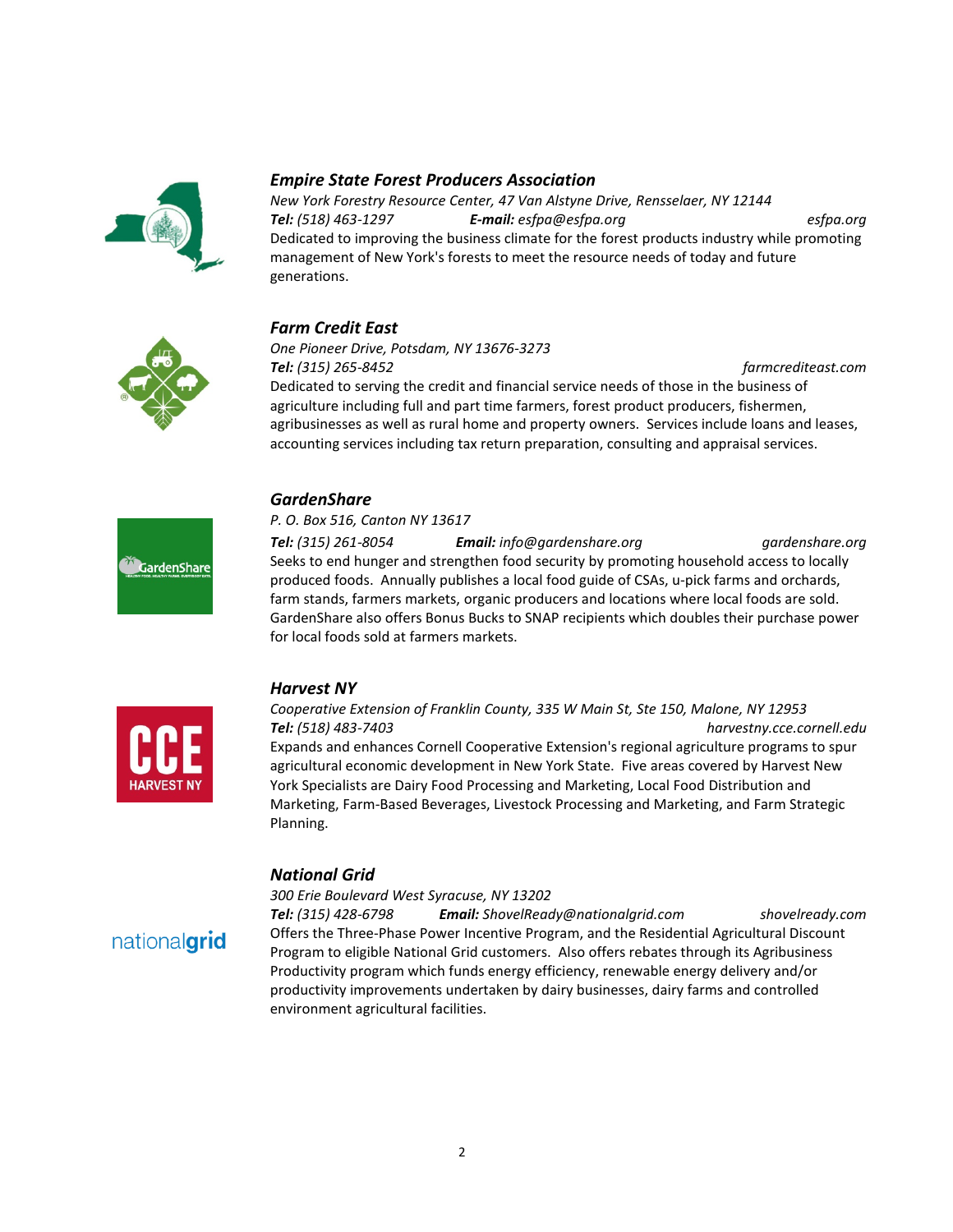### *Empire State Forest Producers Association*

*New York Forestry Resource Center, 47 Van Alstyne Drive, Rensselaer, NY 12144*

***Tel:*** *(518) 463-1297* ***E-mail:*** *esfpa@esfpa.org* *esfpa.org*

Dedicated to improving the business climate for the forest products industry while promoting management of New York's forests to meet the resource needs of today and future generations.

### *Farm Credit East*

*One Pioneer Drive, Potsdam, NY 13676-3273*

***Tel:*** *(315) 265-8452* *farmcrediteast.com*

Dedicated to serving the credit and financial service needs of those in the business of agriculture including full and part time farmers, forest product producers, fishermen, agribusinesses as well as rural home and property owners. Services include loans and leases, accounting services including tax return preparation, consulting and appraisal services.

### *GardenShare*

*P. O. Box 516, Canton NY 13617*

***Tel:*** *(315) 261-8054* ***Email:*** *info@gardenshare.org* *gardenshare.org*

Seeks to end hunger and strengthen food security by promoting household access to locally produced foods. Annually publishes a local food guide of CSAs, u-pick farms and orchards, farm stands, farmers markets, organic producers and locations where local foods are sold. GardenShare also offers Bonus Bucks to SNAP recipients which doubles their purchase power for local foods sold at farmers markets.

### *Harvest NY*

*Cooperative Extension of Franklin County, 335 W Main St, Ste 150, Malone, NY 12953*

***Tel:*** *(518) 483-7403* *harvestny.cce.cornell.edu*

Expands and enhances Cornell Cooperative Extension's regional agriculture programs to spur agricultural economic development in New York State. Five areas covered by Harvest New York Specialists are Dairy Food Processing and Marketing, Local Food Distribution and Marketing, Farm-Based Beverages, Livestock Processing and Marketing, and Farm Strategic Planning.

### *National Grid*

*300 Erie Boulevard West Syracuse, NY 13202*

***Tel:*** *(315) 428-6798* ***Email:*** *ShovelReady@nationalgrid.com* *shovelready.com*

Offers the Three-Phase Power Incentive Program, and the Residential Agricultural Discount Program to eligible National Grid customers. Also offers rebates through its Agribusiness Productivity program which funds energy efficiency, renewable energy delivery and/or productivity improvements undertaken by dairy businesses, dairy farms and controlled environment agricultural facilities.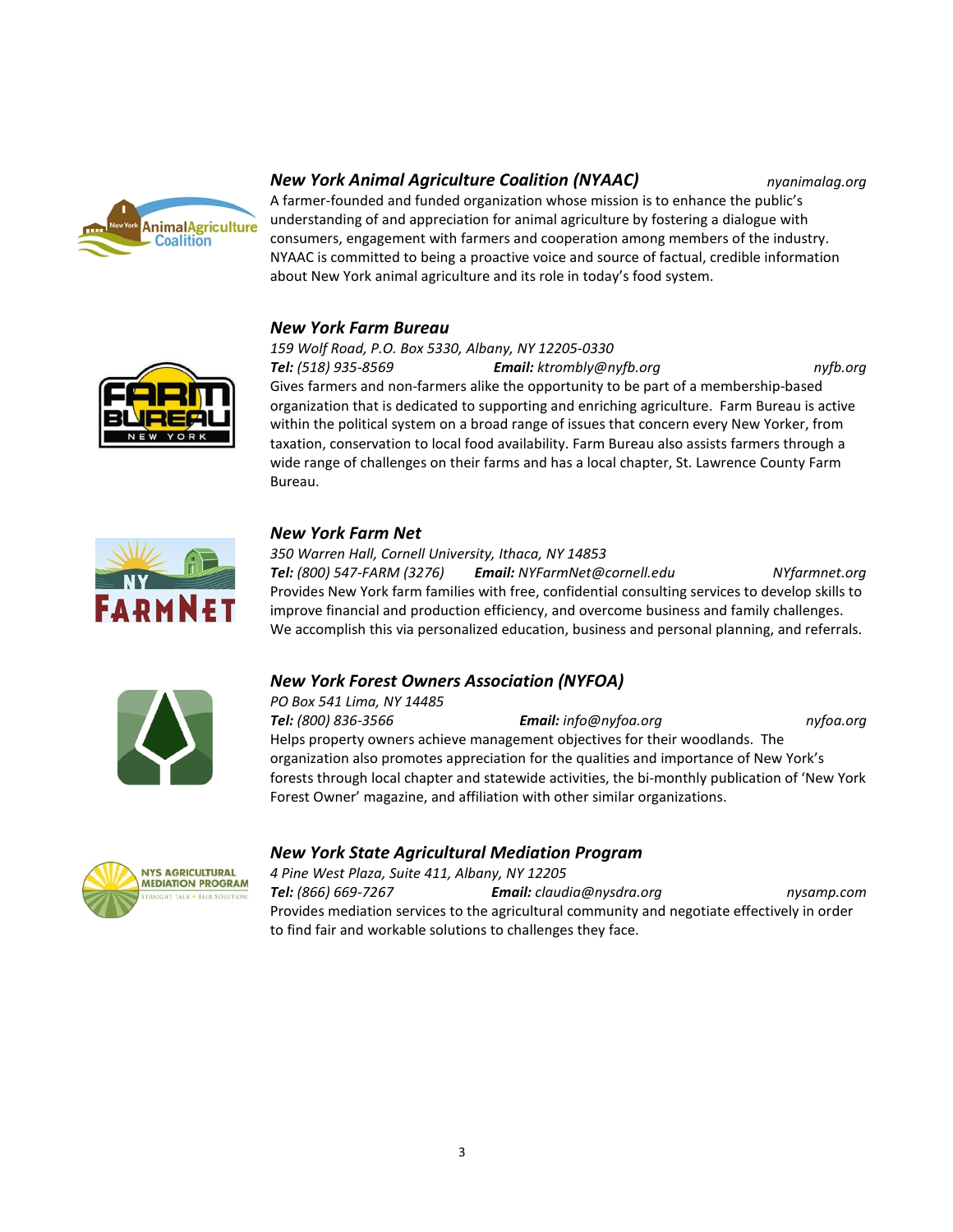### *New York Animal Agriculture Coalition (NYAAC)*

*nyanimalag.org*

A farmer-founded and funded organization whose mission is to enhance the public's understanding of and appreciation for animal agriculture by fostering a dialogue with consumers, engagement with farmers and cooperation among members of the industry. NYAAC is committed to being a proactive voice and source of factual, credible information about New York animal agriculture and its role in today's food system.

### *New York Farm Bureau*

*159 Wolf Road, P.O. Box 5330, Albany, NY 12205-0330*

***Tel:*** *(518) 935-8569* ***Email:*** *ktrombly@nyfb.org* *nyfb.org*

Gives farmers and non-farmers alike the opportunity to be part of a membership-based organization that is dedicated to supporting and enriching agriculture. Farm Bureau is active within the political system on a broad range of issues that concern every New Yorker, from taxation, conservation to local food availability. Farm Bureau also assists farmers through a wide range of challenges on their farms and has a local chapter, St. Lawrence County Farm Bureau.

### *New York Farm Net*

*350 Warren Hall, Cornell University, Ithaca, NY 14853*

***Tel:*** *(800) 547-FARM (3276)* ***Email:*** *NYFarmNet@cornell.edu* *NYfarmnet.org*

Provides New York farm families with free, confidential consulting services to develop skills to improve financial and production efficiency, and overcome business and family challenges. We accomplish this via personalized education, business and personal planning, and referrals.

### *New York Forest Owners Association (NYFOA)*

*PO Box 541 Lima, NY 14485*

***Tel:*** *(800) 836-3566* ***Email:*** *info@nyfoa.org* *nyfoa.org*

Helps property owners achieve management objectives for their woodlands. The organization also promotes appreciation for the qualities and importance of New York's forests through local chapter and statewide activities, the bi-monthly publication of 'New York Forest Owner' magazine, and affiliation with other similar organizations.

### *New York State Agricultural Mediation Program*

*4 Pine West Plaza, Suite 411, Albany, NY 12205*

***Tel:*** *(866) 669-7267* ***Email:*** *claudia@nysdra.org* *nysamp.com*

Provides mediation services to the agricultural community and negotiate effectively in order to find fair and workable solutions to challenges they face.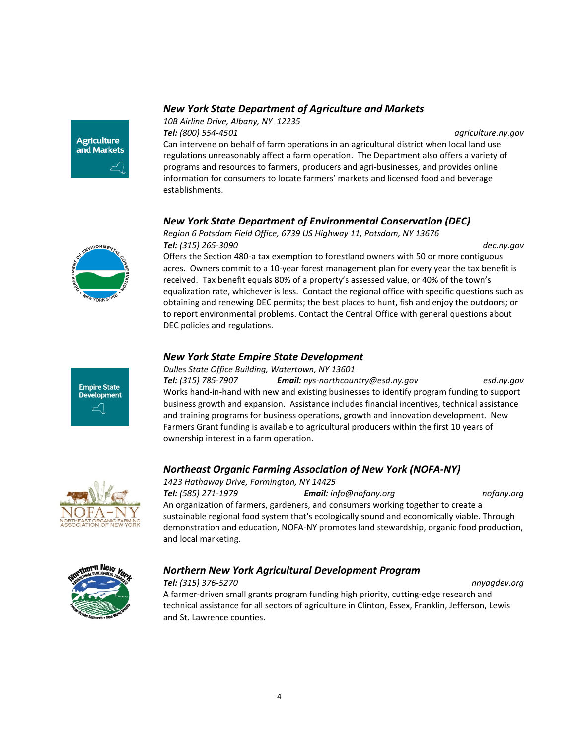### *New York State Department of Agriculture and Markets*

*10B Airline Drive, Albany, NY 12235*

***Tel:*** *(800) 554-4501* *agriculture.ny.gov*

Can intervene on behalf of farm operations in an agricultural district when local land use regulations unreasonably affect a farm operation. The Department also offers a variety of programs and resources to farmers, producers and agri-businesses, and provides online information for consumers to locate farmers' markets and licensed food and beverage establishments.

### *New York State Department of Environmental Conservation (DEC)*

*Region 6 Potsdam Field Office, 6739 US Highway 11, Potsdam, NY 13676*

***Tel:*** *(315) 265-3090* *dec.ny.gov*

Offers the Section 480-a tax exemption to forestland owners with 50 or more contiguous acres. Owners commit to a 10-year forest management plan for every year the tax benefit is received. Tax benefit equals 80% of a property's assessed value, or 40% of the town's equalization rate, whichever is less. Contact the regional office with specific questions such as obtaining and renewing DEC permits; the best places to hunt, fish and enjoy the outdoors; or to report environmental problems. Contact the Central Office with general questions about DEC policies and regulations.

### *New York State Empire State Development*

*Dulles State Office Building, Watertown, NY 13601*

***Tel:*** *(315) 785-7907* ***Email:*** *nys-northcountry@esd.ny.gov* *esd.ny.gov*

Works hand-in-hand with new and existing businesses to identify program funding to support business growth and expansion. Assistance includes financial incentives, technical assistance and training programs for business operations, growth and innovation development. New Farmers Grant funding is available to agricultural producers within the first 10 years of ownership interest in a farm operation.

### *Northeast Organic Farming Association of New York (NOFA-NY)*

*1423 Hathaway Drive, Farmington, NY 14425*

***Tel:*** *(585) 271-1979* ***Email:*** *info@nofany.org* *nofany.org*

An organization of farmers, gardeners, and consumers working together to create a sustainable regional food system that's ecologically sound and economically viable. Through demonstration and education, NOFA-NY promotes land stewardship, organic food production, and local marketing.

### *Northern New York Agricultural Development Program*

***Tel:*** *(315) 376-5270* *nnyagdev.org*

A farmer-driven small grants program funding high priority, cutting-edge research and technical assistance for all sectors of agriculture in Clinton, Essex, Franklin, Jefferson, Lewis and St. Lawrence counties.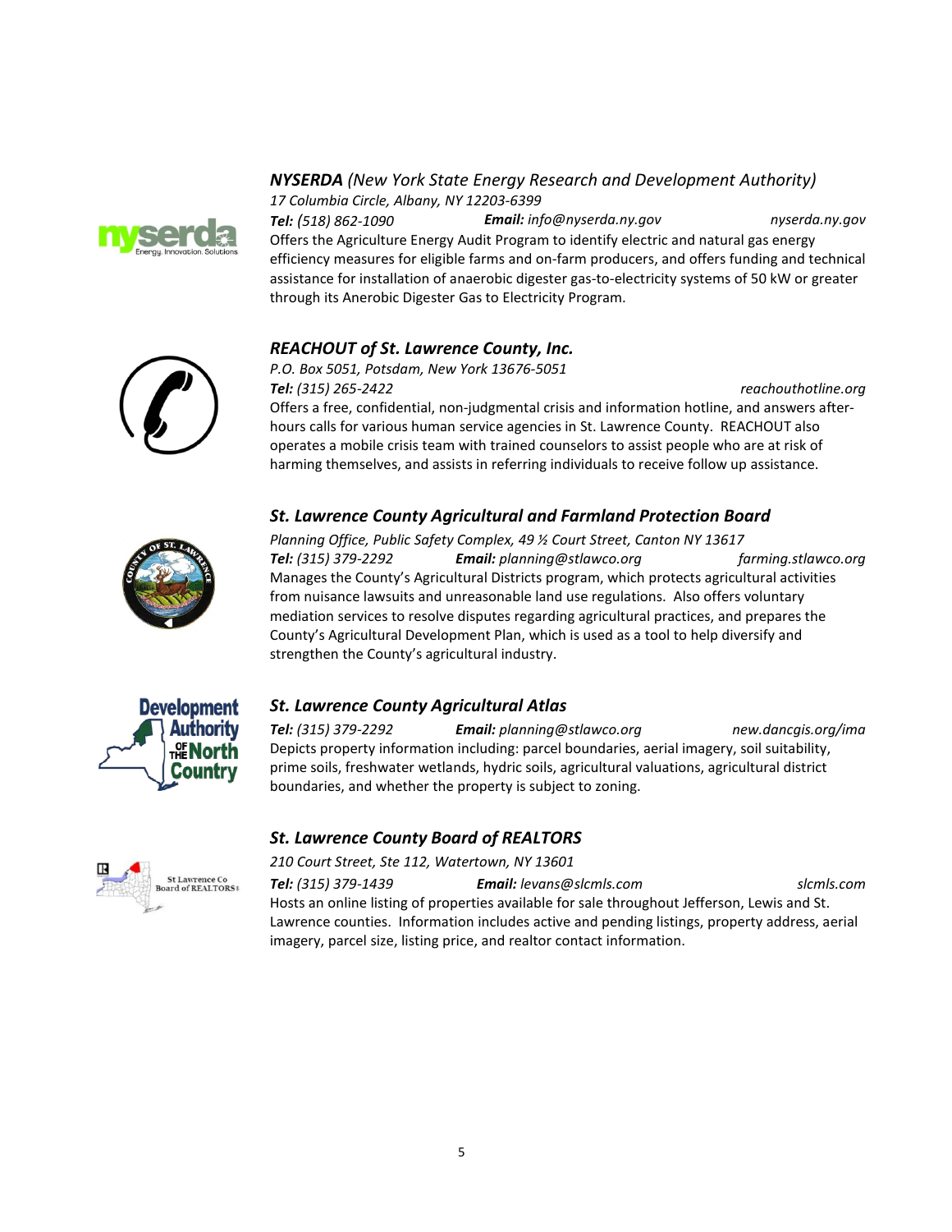### *NYSERDA* *(New York State Energy Research and Development Authority)*

*17 Columbia Circle, Albany, NY 12203-6399*

***Tel:*** *(518) 862-1090* ***Email:*** *info@nyserda.ny.gov* *nyserda.ny.gov*

Offers the Agriculture Energy Audit Program to identify electric and natural gas energy efficiency measures for eligible farms and on-farm producers, and offers funding and technical assistance for installation of anaerobic digester gas-to-electricity systems of 50 kW or greater through its Anerobic Digester Gas to Electricity Program.

### *REACHOUT of St. Lawrence County, Inc.*

*P.O. Box 5051, Potsdam, New York 13676-5051*

***Tel:*** *(315) 265-2422* *reachouthotline.org*

Offers a free, confidential, non-judgmental crisis and information hotline, and answers after-hours calls for various human service agencies in St. Lawrence County. REACHOUT also operates a mobile crisis team with trained counselors to assist people who are at risk of harming themselves, and assists in referring individuals to receive follow up assistance.

### *St. Lawrence County Agricultural and Farmland Protection Board*

*Planning Office, Public Safety Complex, 49 ½ Court Street, Canton NY 13617*

***Tel:*** *(315) 379-2292* ***Email:*** *planning@stlawco.org* *farming.stlawco.org*

Manages the County's Agricultural Districts program, which protects agricultural activities from nuisance lawsuits and unreasonable land use regulations. Also offers voluntary mediation services to resolve disputes regarding agricultural practices, and prepares the County's Agricultural Development Plan, which is used as a tool to help diversify and strengthen the County's agricultural industry.

### *St. Lawrence County Agricultural Atlas*

***Tel:*** *(315) 379-2292* ***Email:*** *planning@stlawco.org* *new.dancgis.org/ima*

Depicts property information including: parcel boundaries, aerial imagery, soil suitability, prime soils, freshwater wetlands, hydric soils, agricultural valuations, agricultural district boundaries, and whether the property is subject to zoning.

### *St. Lawrence County Board of REALTORS*

*210 Court Street, Ste 112, Watertown, NY 13601*

***Tel:*** *(315) 379-1439* ***Email:*** *levans@slcmls.com* *slcmls.com*

Hosts an online listing of properties available for sale throughout Jefferson, Lewis and St. Lawrence counties. Information includes active and pending listings, property address, aerial imagery, parcel size, listing price, and realtor contact information.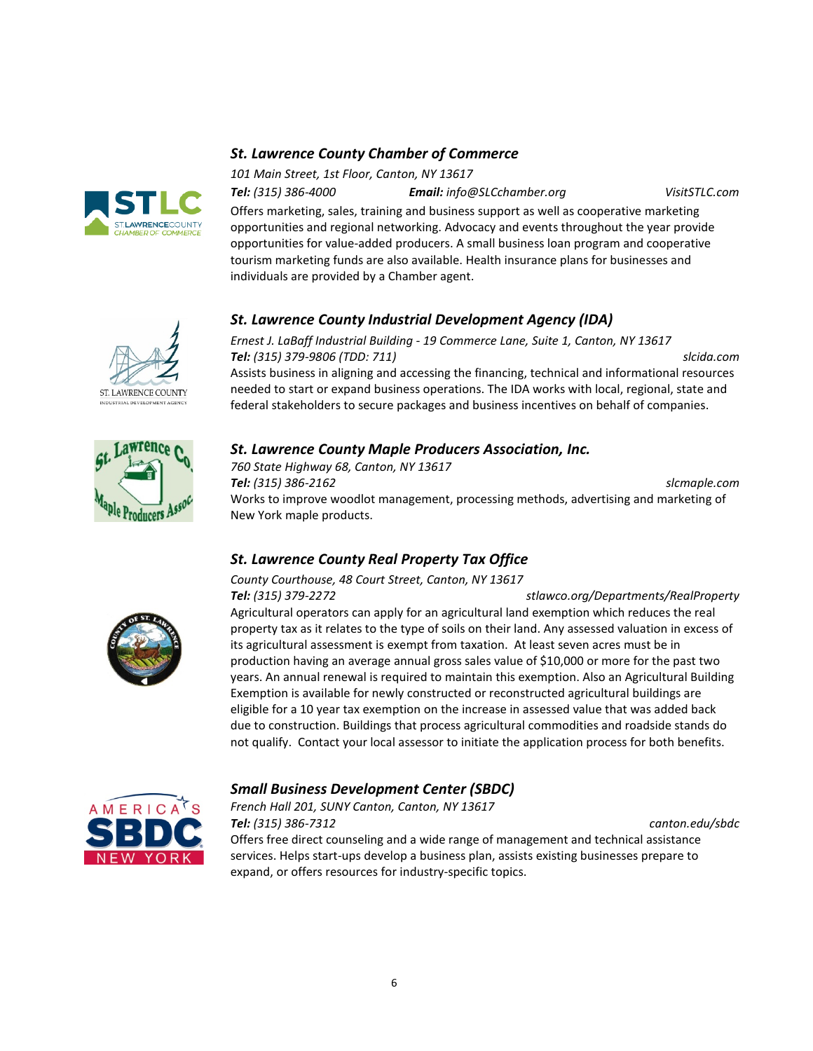### *St. Lawrence County Chamber of Commerce*

*101 Main Street, 1st Floor, Canton, NY 13617*

***Tel:*** *(315) 386-4000* ***Email:*** *info@SLCchamber.org* *VisitSTLC.com*

Offers marketing, sales, training and business support as well as cooperative marketing opportunities and regional networking. Advocacy and events throughout the year provide opportunities for value-added producers. A small business loan program and cooperative tourism marketing funds are also available. Health insurance plans for businesses and individuals are provided by a Chamber agent.

### *St. Lawrence County Industrial Development Agency (IDA)*

*Ernest J. LaBaff Industrial Building - 19 Commerce Lane, Suite 1, Canton, NY 13617*

***Tel:*** *(315) 379-9806 (TDD: 711)* *slcida.com*

Assists business in aligning and accessing the financing, technical and informational resources needed to start or expand business operations. The IDA works with local, regional, state and federal stakeholders to secure packages and business incentives on behalf of companies.

### *St. Lawrence County Maple Producers Association, Inc.*

*760 State Highway 68, Canton, NY 13617*

***Tel:*** *(315) 386-2162* *slcmaple.com*

Works to improve woodlot management, processing methods, advertising and marketing of New York maple products.

### *St. Lawrence County Real Property Tax Office*

*County Courthouse, 48 Court Street, Canton, NY 13617*

***Tel:*** *(315) 379-2272* *stlawco.org/Departments/RealProperty*

Agricultural operators can apply for an agricultural land exemption which reduces the real property tax as it relates to the type of soils on their land. Any assessed valuation in excess of its agricultural assessment is exempt from taxation. At least seven acres must be in production having an average annual gross sales value of $10,000 or more for the past two years. An annual renewal is required to maintain this exemption. Also an Agricultural Building Exemption is available for newly constructed or reconstructed agricultural buildings are eligible for a 10 year tax exemption on the increase in assessed value that was added back due to construction. Buildings that process agricultural commodities and roadside stands do not qualify. Contact your local assessor to initiate the application process for both benefits.

### *Small Business Development Center (SBDC)*

*French Hall 201, SUNY Canton, Canton, NY 13617*

***Tel:*** *(315) 386-7312* *canton.edu/sbdc*

Offers free direct counseling and a wide range of management and technical assistance services. Helps start-ups develop a business plan, assists existing businesses prepare to expand, or offers resources for industry-specific topics.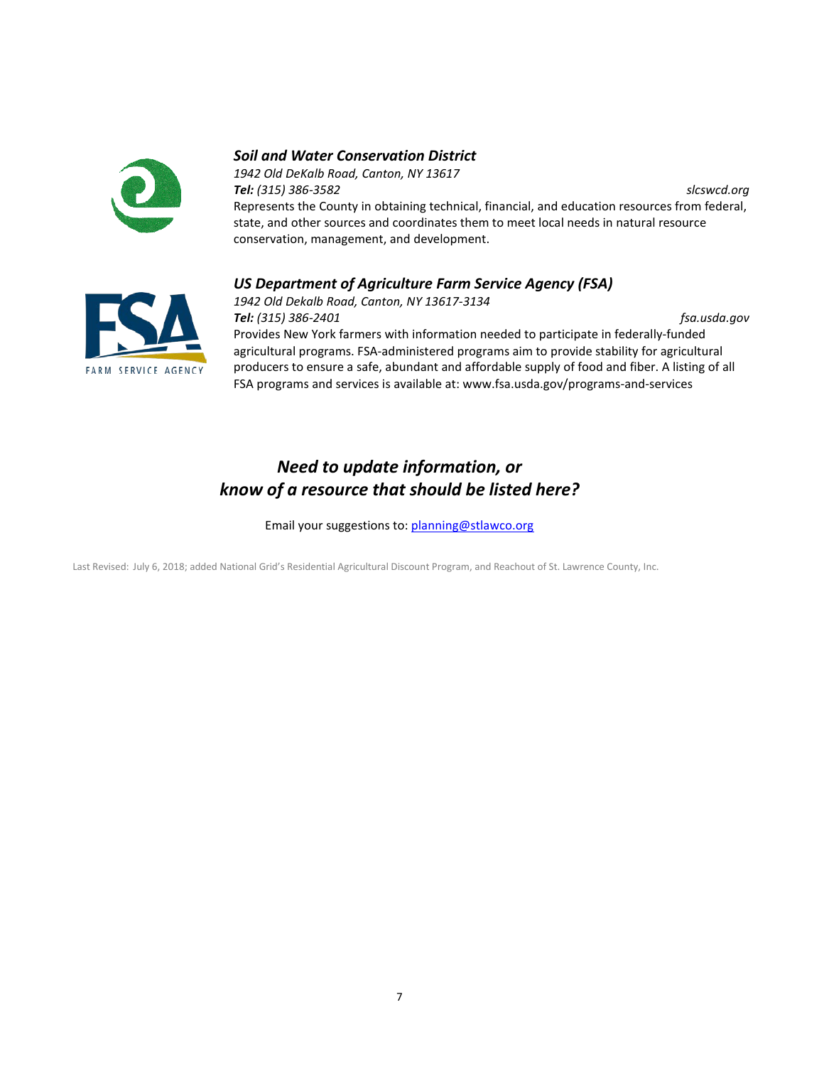### *Soil and Water Conservation District*

*1942 Old DeKalb Road, Canton, NY 13617*

***Tel:*** *(315) 386-3582* *slcswcd.org*

Represents the County in obtaining technical, financial, and education resources from federal, state, and other sources and coordinates them to meet local needs in natural resource conservation, management, and development.

### *US Department of Agriculture Farm Service Agency (FSA)*

*1942 Old Dekalb Road, Canton, NY 13617-3134*

***Tel:*** *(315) 386-2401* *fsa.usda.gov*

Provides New York farmers with information needed to participate in federally-funded agricultural programs. FSA-administered programs aim to provide stability for agricultural producers to ensure a safe, abundant and affordable supply of food and fiber. A listing of all FSA programs and services is available at: www.fsa.usda.gov/programs-and-services

## *Need to update information, or know of a resource that should be listed here?*

Email your suggestions to: planning@stlawco.org

Last Revised: July 6, 2018; added National Grid's Residential Agricultural Discount Program, and Reachout of St. Lawrence County, Inc.